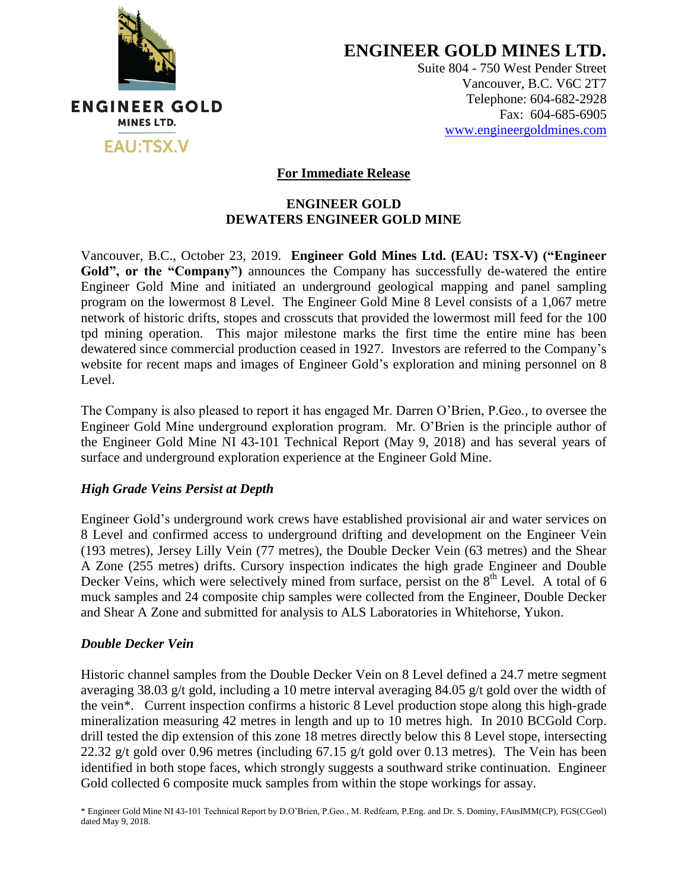**ENGINEER GOLD**
**MINES LTD.**
**EAU:TSX.V**

# ENGINEER GOLD MINES LTD.

Suite 804 - 750 West Pender Street
Vancouver, B.C. V6C 2T7
Telephone: 604-682-2928
Fax: 604-685-6905
www.engineergoldmines.com

**For Immediate Release**

## ENGINEER GOLD DEWATERS ENGINEER GOLD MINE

Vancouver, B.C., October 23, 2019. **Engineer Gold Mines Ltd. (EAU: TSX-V) ("Engineer Gold", or the "Company")** announces the Company has successfully de-watered the entire Engineer Gold Mine and initiated an underground geological mapping and panel sampling program on the lowermost 8 Level. The Engineer Gold Mine 8 Level consists of a 1,067 metre network of historic drifts, stopes and crosscuts that provided the lowermost mill feed for the 100 tpd mining operation. This major milestone marks the first time the entire mine has been dewatered since commercial production ceased in 1927. Investors are referred to the Company's website for recent maps and images of Engineer Gold's exploration and mining personnel on 8 Level.

The Company is also pleased to report it has engaged Mr. Darren O'Brien, P.Geo., to oversee the Engineer Gold Mine underground exploration program. Mr. O'Brien is the principle author of the Engineer Gold Mine NI 43-101 Technical Report (May 9, 2018) and has several years of surface and underground exploration experience at the Engineer Gold Mine.

### *High Grade Veins Persist at Depth*

Engineer Gold's underground work crews have established provisional air and water services on 8 Level and confirmed access to underground drifting and development on the Engineer Vein (193 metres), Jersey Lilly Vein (77 metres), the Double Decker Vein (63 metres) and the Shear A Zone (255 metres) drifts. Cursory inspection indicates the high grade Engineer and Double Decker Veins, which were selectively mined from surface, persist on the 8th Level. A total of 6 muck samples and 24 composite chip samples were collected from the Engineer, Double Decker and Shear A Zone and submitted for analysis to ALS Laboratories in Whitehorse, Yukon.

### *Double Decker Vein*

Historic channel samples from the Double Decker Vein on 8 Level defined a 24.7 metre segment averaging 38.03 g/t gold, including a 10 metre interval averaging 84.05 g/t gold over the width of the vein*. Current inspection confirms a historic 8 Level production stope along this high-grade mineralization measuring 42 metres in length and up to 10 metres high. In 2010 BCGold Corp. drill tested the dip extension of this zone 18 metres directly below this 8 Level stope, intersecting 22.32 g/t gold over 0.96 metres (including 67.15 g/t gold over 0.13 metres). The Vein has been identified in both stope faces, which strongly suggests a southward strike continuation. Engineer Gold collected 6 composite muck samples from within the stope workings for assay.

\* Engineer Gold Mine NI 43-101 Technical Report by D.O'Brien, P.Geo., M. Redfearn, P.Eng. and Dr. S. Dominy, FAusIMM(CP), FGS(CGeol) dated May 9, 2018.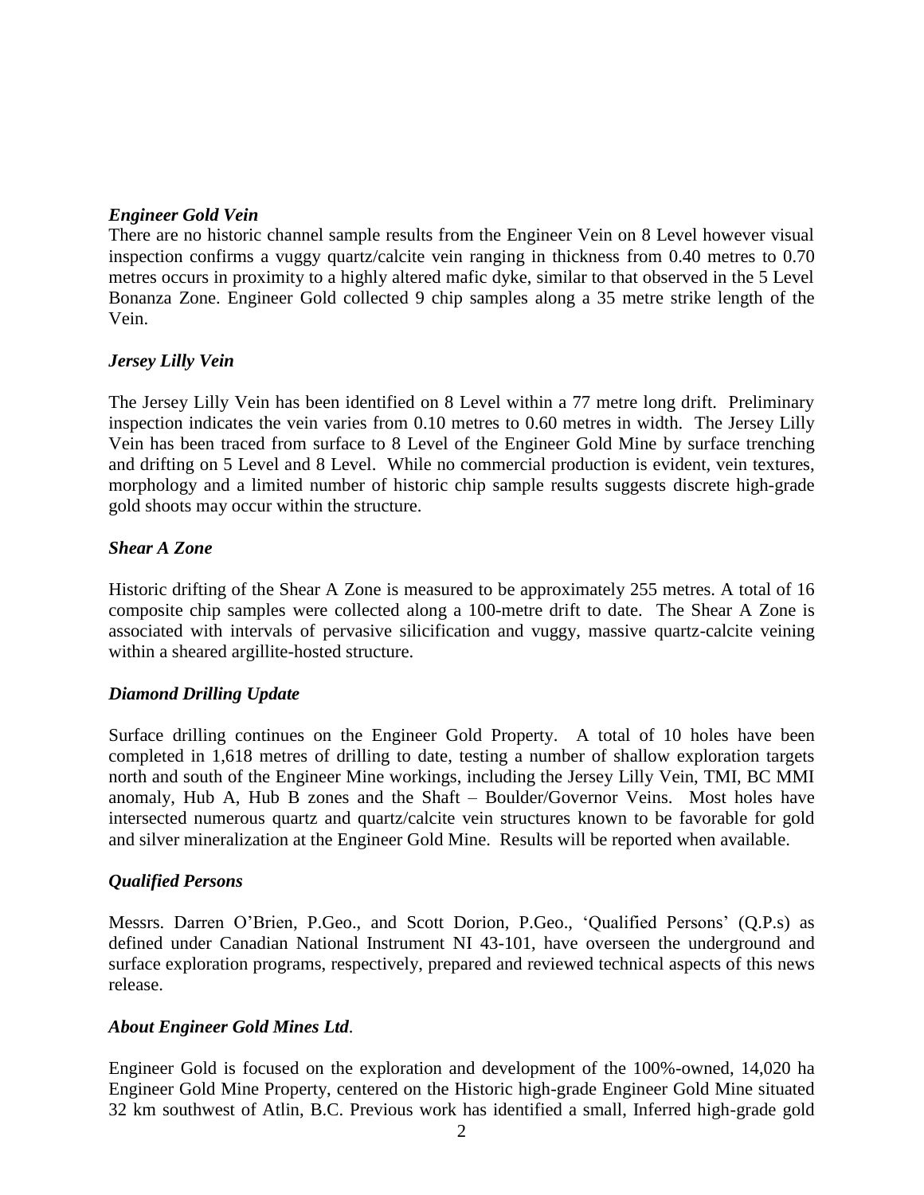### *Engineer Gold Vein*

There are no historic channel sample results from the Engineer Vein on 8 Level however visual inspection confirms a vuggy quartz/calcite vein ranging in thickness from 0.40 metres to 0.70 metres occurs in proximity to a highly altered mafic dyke, similar to that observed in the 5 Level Bonanza Zone. Engineer Gold collected 9 chip samples along a 35 metre strike length of the Vein.

### *Jersey Lilly Vein*

The Jersey Lilly Vein has been identified on 8 Level within a 77 metre long drift. Preliminary inspection indicates the vein varies from 0.10 metres to 0.60 metres in width. The Jersey Lilly Vein has been traced from surface to 8 Level of the Engineer Gold Mine by surface trenching and drifting on 5 Level and 8 Level. While no commercial production is evident, vein textures, morphology and a limited number of historic chip sample results suggests discrete high-grade gold shoots may occur within the structure.

### *Shear A Zone*

Historic drifting of the Shear A Zone is measured to be approximately 255 metres. A total of 16 composite chip samples were collected along a 100-metre drift to date. The Shear A Zone is associated with intervals of pervasive silicification and vuggy, massive quartz-calcite veining within a sheared argillite-hosted structure.

### *Diamond Drilling Update*

Surface drilling continues on the Engineer Gold Property. A total of 10 holes have been completed in 1,618 metres of drilling to date, testing a number of shallow exploration targets north and south of the Engineer Mine workings, including the Jersey Lilly Vein, TMI, BC MMI anomaly, Hub A, Hub B zones and the Shaft – Boulder/Governor Veins. Most holes have intersected numerous quartz and quartz/calcite vein structures known to be favorable for gold and silver mineralization at the Engineer Gold Mine. Results will be reported when available.

### *Qualified Persons*

Messrs. Darren O'Brien, P.Geo., and Scott Dorion, P.Geo., 'Qualified Persons' (Q.P.s) as defined under Canadian National Instrument NI 43-101, have overseen the underground and surface exploration programs, respectively, prepared and reviewed technical aspects of this news release.

### *About Engineer Gold Mines Ltd.*

Engineer Gold is focused on the exploration and development of the 100%-owned, 14,020 ha Engineer Gold Mine Property, centered on the Historic high-grade Engineer Gold Mine situated 32 km southwest of Atlin, B.C. Previous work has identified a small, Inferred high-grade gold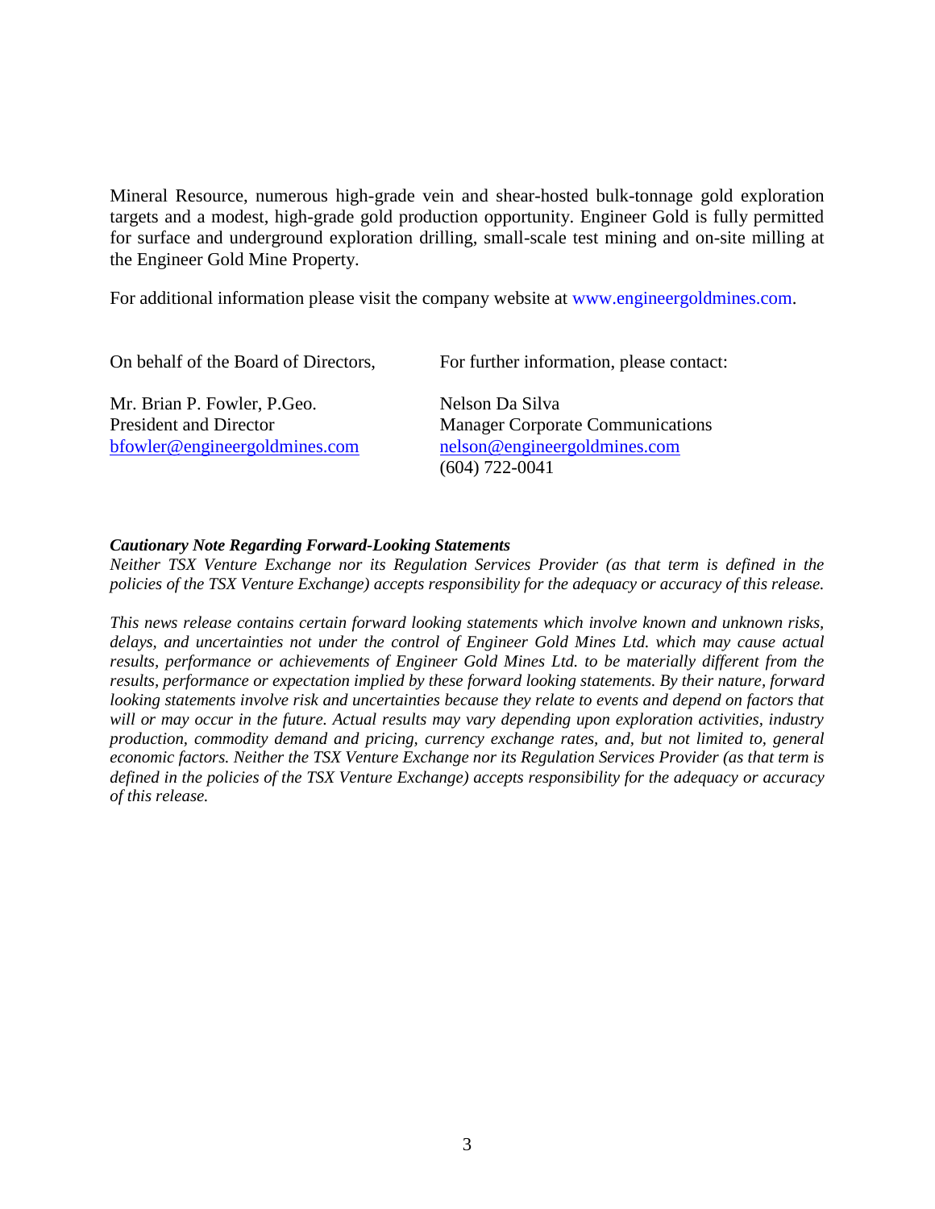Mineral Resource, numerous high-grade vein and shear-hosted bulk-tonnage gold exploration targets and a modest, high-grade gold production opportunity. Engineer Gold is fully permitted for surface and underground exploration drilling, small-scale test mining and on-site milling at the Engineer Gold Mine Property.

For additional information please visit the company website at www.engineergoldmines.com.

On behalf of the Board of Directors,

Mr. Brian P. Fowler, P.Geo.
President and Director
bfowler@engineergoldmines.com

For further information, please contact:

Nelson Da Silva
Manager Corporate Communications
nelson@engineergoldmines.com
(604) 722-0041

***Cautionary Note Regarding Forward-Looking Statements***
*Neither TSX Venture Exchange nor its Regulation Services Provider (as that term is defined in the policies of the TSX Venture Exchange) accepts responsibility for the adequacy or accuracy of this release.*

*This news release contains certain forward looking statements which involve known and unknown risks, delays, and uncertainties not under the control of Engineer Gold Mines Ltd. which may cause actual results, performance or achievements of Engineer Gold Mines Ltd. to be materially different from the results, performance or expectation implied by these forward looking statements. By their nature, forward looking statements involve risk and uncertainties because they relate to events and depend on factors that will or may occur in the future. Actual results may vary depending upon exploration activities, industry production, commodity demand and pricing, currency exchange rates, and, but not limited to, general economic factors. Neither the TSX Venture Exchange nor its Regulation Services Provider (as that term is defined in the policies of the TSX Venture Exchange) accepts responsibility for the adequacy or accuracy of this release.*